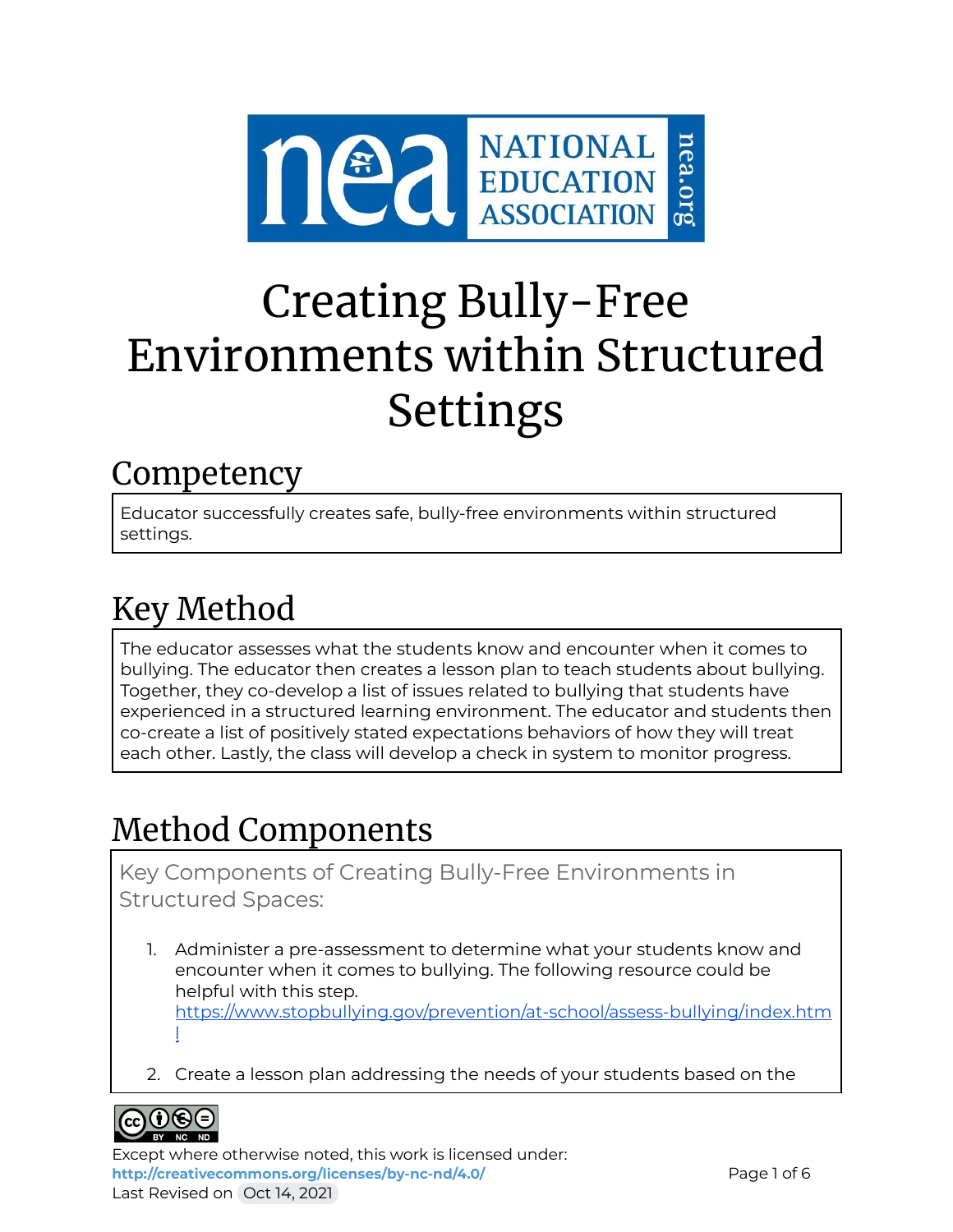# Creating Bully-Free Environments within Structured Settings

## Competency

Educator successfully creates safe, bully-free environments within structured settings.

## Key Method

The educator assesses what the students know and encounter when it comes to bullying. The educator then creates a lesson plan to teach students about bullying. Together, they co-develop a list of issues related to bullying that students have experienced in a structured learning environment. The educator and students then co-create a list of positively stated expectations behaviors of how they will treat each other. Lastly, the class will develop a check in system to monitor progress.

## Method Components

### Key Components of Creating Bully-Free Environments in Structured Spaces:

1. Administer a pre-assessment to determine what your students know and encounter when it comes to bullying. The following resource could be helpful with this step. https://www.stopbullying.gov/prevention/at-school/assess-bullying/index.html

2. Create a lesson plan addressing the needs of your students based on the

Except where otherwise noted, this work is licensed under: http://creativecommons.org/licenses/by-nc-nd/4.0/

Last Revised on Oct 14, 2021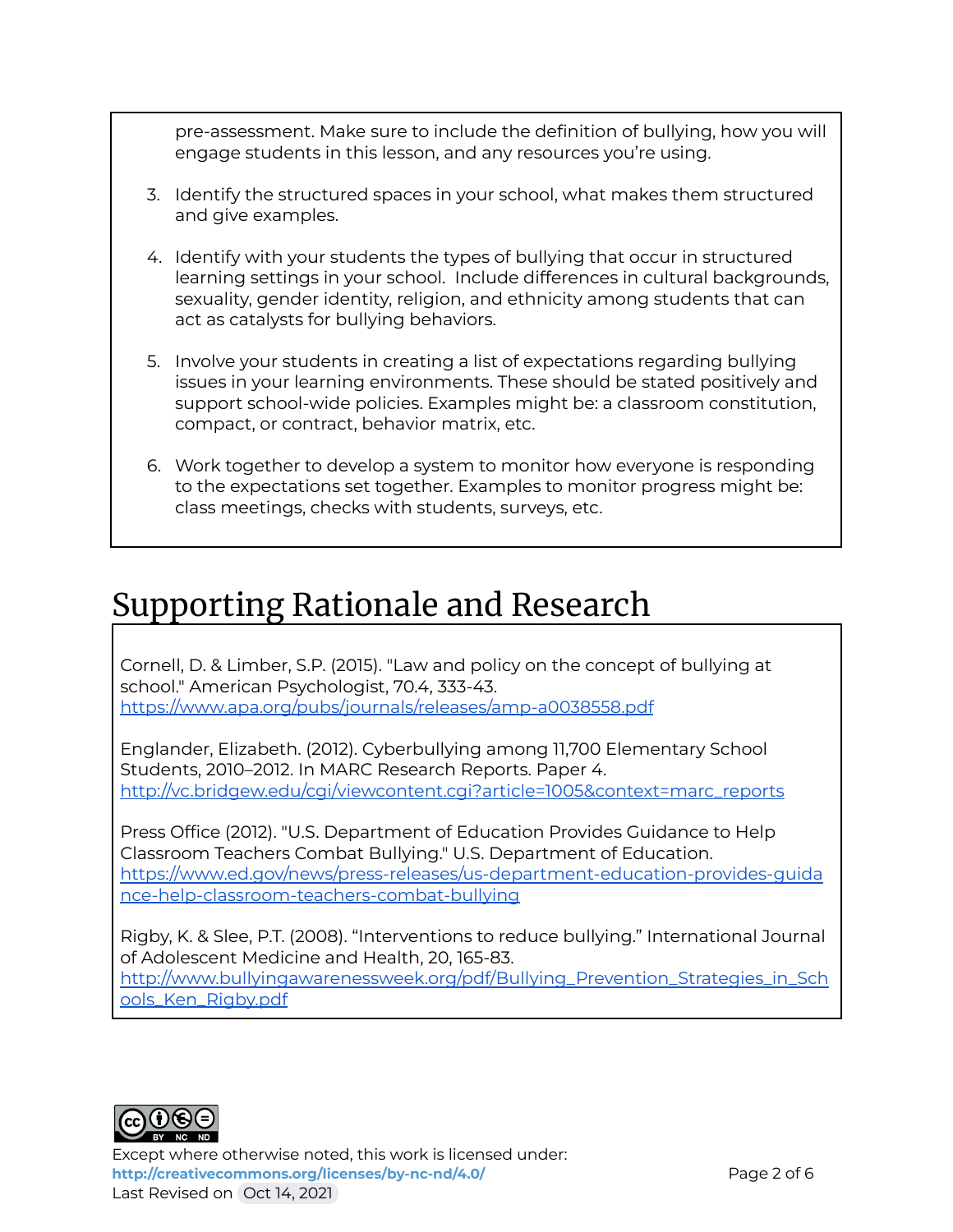pre-assessment. Make sure to include the definition of bullying, how you will engage students in this lesson, and any resources you're using.

3. Identify the structured spaces in your school, what makes them structured and give examples.

4. Identify with your students the types of bullying that occur in structured learning settings in your school. Include differences in cultural backgrounds, sexuality, gender identity, religion, and ethnicity among students that can act as catalysts for bullying behaviors.

5. Involve your students in creating a list of expectations regarding bullying issues in your learning environments. These should be stated positively and support school-wide policies. Examples might be: a classroom constitution, compact, or contract, behavior matrix, etc.

6. Work together to develop a system to monitor how everyone is responding to the expectations set together. Examples to monitor progress might be: class meetings, checks with students, surveys, etc.

# Supporting Rationale and Research

Cornell, D. & Limber, S.P. (2015). "Law and policy on the concept of bullying at school." American Psychologist, 70.4, 333-43. https://www.apa.org/pubs/journals/releases/amp-a0038558.pdf

Englander, Elizabeth. (2012). Cyberbullying among 11,700 Elementary School Students, 2010–2012. In MARC Research Reports. Paper 4. http://vc.bridgew.edu/cgi/viewcontent.cgi?article=1005&context=marc_reports

Press Office (2012). "U.S. Department of Education Provides Guidance to Help Classroom Teachers Combat Bullying." U.S. Department of Education. https://www.ed.gov/news/press-releases/us-department-education-provides-guidance-help-classroom-teachers-combat-bullying

Rigby, K. & Slee, P.T. (2008). "Interventions to reduce bullying." International Journal of Adolescent Medicine and Health, 20, 165-83. http://www.bullyingawarenessweek.org/pdf/Bullying_Prevention_Strategies_in_Schools_Ken_Rigby.pdf

Except where otherwise noted, this work is licensed under: **http://creativecommons.org/licenses/by-nc-nd/4.0/**
Last Revised on Oct 14, 2021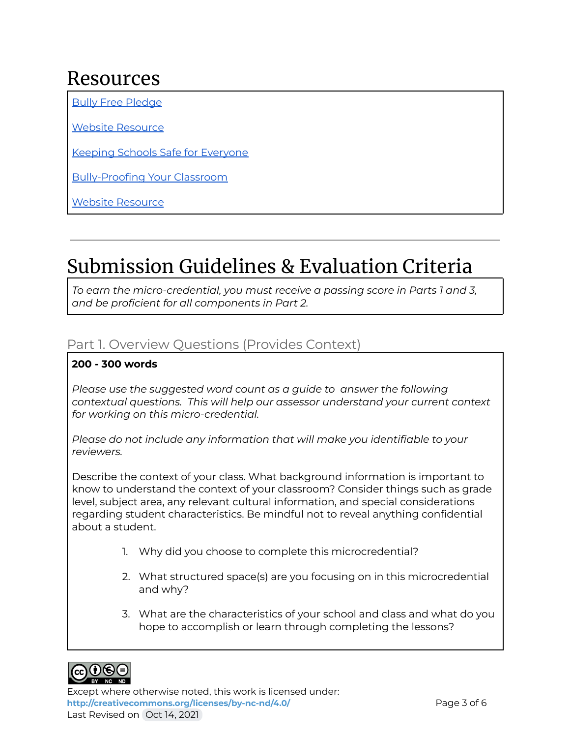# Resources

Bully Free Pledge

Website Resource

Keeping Schools Safe for Everyone

Bully-Proofing Your Classroom

Website Resource

---

# Submission Guidelines & Evaluation Criteria

*To earn the micro-credential, you must receive a passing score in Parts 1 and 3, and be proficient for all components in Part 2.*

## Part 1. Overview Questions (Provides Context)

**200 - 300 words**

*Please use the suggested word count as a guide to answer the following contextual questions. This will help our assessor understand your current context for working on this micro-credential.*

*Please do not include any information that will make you identifiable to your reviewers.*

Describe the context of your class. What background information is important to know to understand the context of your classroom? Consider things such as grade level, subject area, any relevant cultural information, and special considerations regarding student characteristics. Be mindful not to reveal anything confidential about a student.

1. Why did you choose to complete this microcredential?
2. What structured space(s) are you focusing on in this microcredential and why?
3. What are the characteristics of your school and class and what do you hope to accomplish or learn through completing the lessons?

Except where otherwise noted, this work is licensed under:
http://creativecommons.org/licenses/by-nc-nd/4.0/
Last Revised on Oct 14, 2021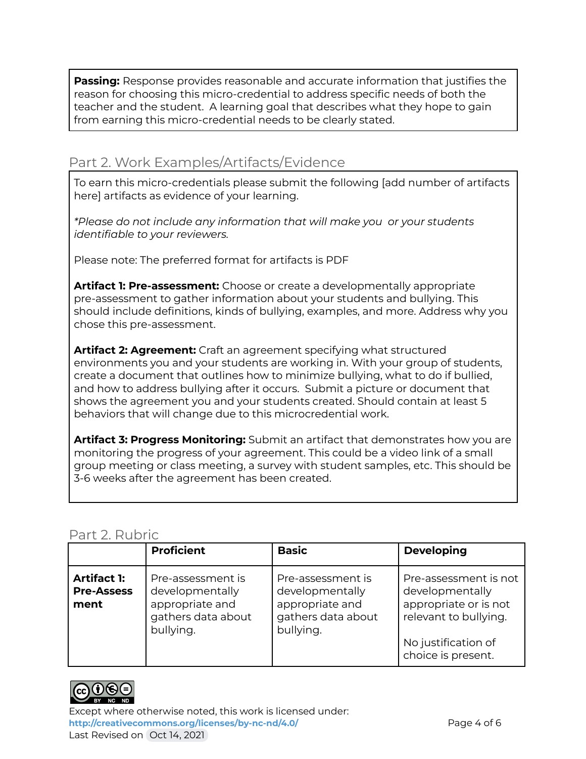**Passing:** Response provides reasonable and accurate information that justifies the reason for choosing this micro-credential to address specific needs of both the teacher and the student. A learning goal that describes what they hope to gain from earning this micro-credential needs to be clearly stated.

## Part 2. Work Examples/Artifacts/Evidence

To earn this micro-credentials please submit the following [add number of artifacts here] artifacts as evidence of your learning.

*\*Please do not include any information that will make you or your students identifiable to your reviewers.*

Please note: The preferred format for artifacts is PDF

**Artifact 1: Pre-assessment:** Choose or create a developmentally appropriate pre-assessment to gather information about your students and bullying. This should include definitions, kinds of bullying, examples, and more. Address why you chose this pre-assessment.

**Artifact 2: Agreement:** Craft an agreement specifying what structured environments you and your students are working in. With your group of students, create a document that outlines how to minimize bullying, what to do if bullied, and how to address bullying after it occurs. Submit a picture or document that shows the agreement you and your students created. Should contain at least 5 behaviors that will change due to this microcredential work.

**Artifact 3: Progress Monitoring:** Submit an artifact that demonstrates how you are monitoring the progress of your agreement. This could be a video link of a small group meeting or class meeting, a survey with student samples, etc. This should be 3-6 weeks after the agreement has been created.

## Part 2. Rubric

| | **Proficient** | **Basic** | **Developing** |
|---|---|---|---|
| **Artifact 1: Pre-Assessment** | Pre-assessment is developmentally appropriate and gathers data about bullying. | Pre-assessment is developmentally appropriate and gathers data about bullying. | Pre-assessment is not developmentally appropriate or is not relevant to bullying.<br><br>No justification of choice is present. |

Except where otherwise noted, this work is licensed under: http://creativecommons.org/licenses/by-nc-nd/4.0/
Last Revised on Oct 14, 2021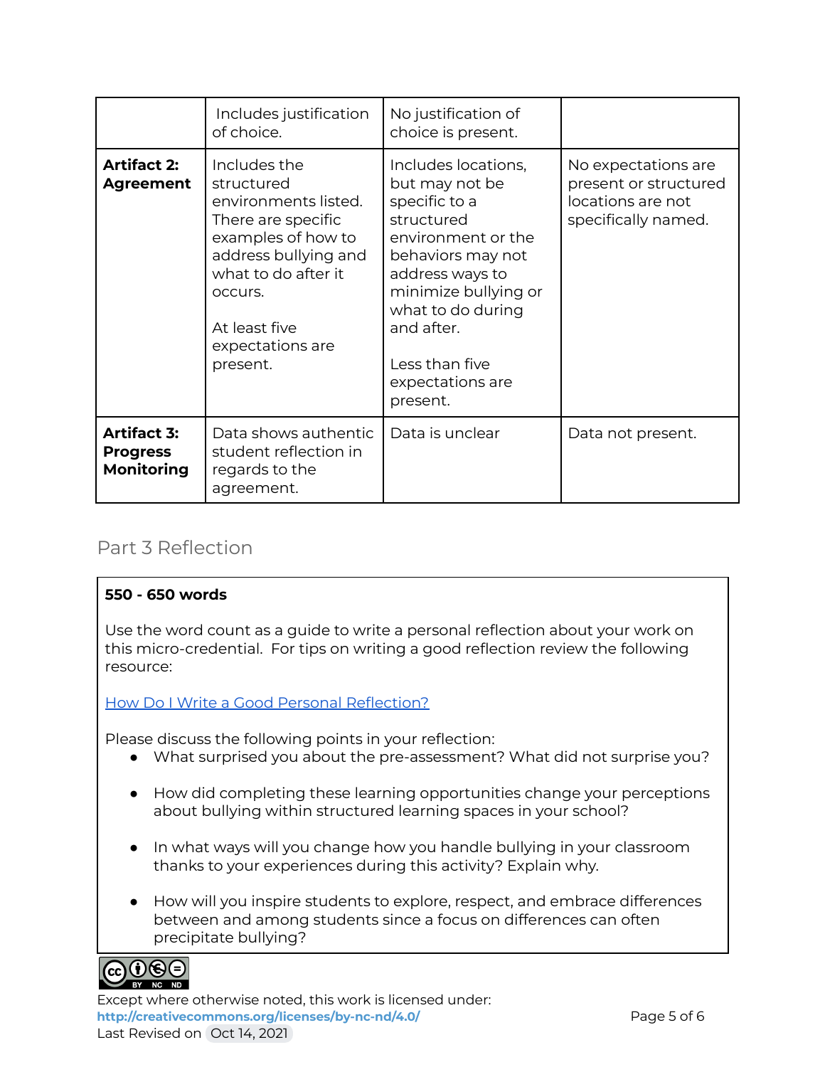| | | | |
|---|---|---|---|
| | Includes justification of choice. | No justification of choice is present. | |
| **Artifact 2: Agreement** | Includes the structured environments listed. There are specific examples of how to address bullying and what to do after it occurs.<br><br>At least five expectations are present. | Includes locations, but may not be specific to a structured environment or the behaviors may not address ways to minimize bullying or what to do during and after.<br><br>Less than five expectations are present. | No expectations are present or structured locations are not specifically named. |
| **Artifact 3: Progress Monitoring** | Data shows authentic student reflection in regards to the agreement. | Data is unclear | Data not present. |

## Part 3 Reflection

**550 - 650 words**

Use the word count as a guide to write a personal reflection about your work on this micro-credential. For tips on writing a good reflection review the following resource:

How Do I Write a Good Personal Reflection?

Please discuss the following points in your reflection:

- What surprised you about the pre-assessment? What did not surprise you?
- How did completing these learning opportunities change your perceptions about bullying within structured learning spaces in your school?
- In what ways will you change how you handle bullying in your classroom thanks to your experiences during this activity? Explain why.
- How will you inspire students to explore, respect, and embrace differences between and among students since a focus on differences can often precipitate bullying?

Except where otherwise noted, this work is licensed under:
**http://creativecommons.org/licenses/by-nc-nd/4.0/**
Last Revised on Oct 14, 2021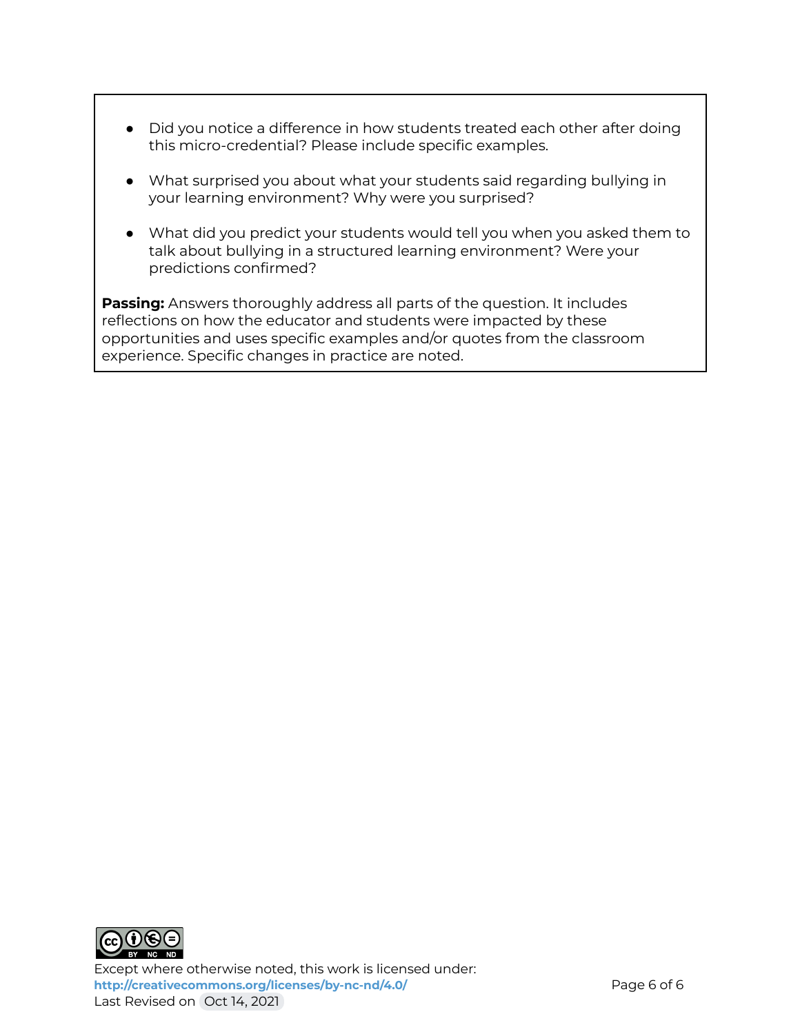- Did you notice a difference in how students treated each other after doing this micro-credential? Please include specific examples.
- What surprised you about what your students said regarding bullying in your learning environment? Why were you surprised?
- What did you predict your students would tell you when you asked them to talk about bullying in a structured learning environment? Were your predictions confirmed?

**Passing:** Answers thoroughly address all parts of the question. It includes reflections on how the educator and students were impacted by these opportunities and uses specific examples and/or quotes from the classroom experience. Specific changes in practice are noted.

Except where otherwise noted, this work is licensed under:
**http://creativecommons.org/licenses/by-nc-nd/4.0/**
Last Revised on Oct 14, 2021